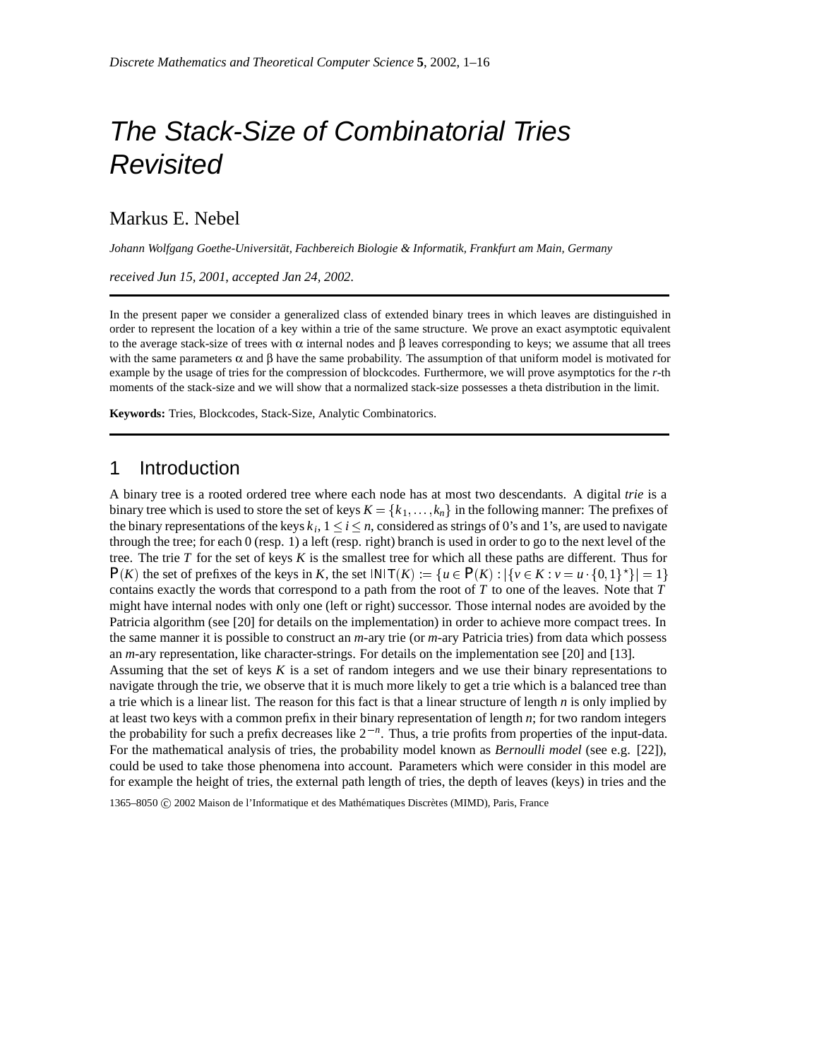# The Stack-Size of Combinatorial Tries Revisited

Markus E. Nebel

*Johann Wolfgang Goethe-Universität, Fachbereich Biologie & Informatik, Frankfurt am Main, Germany*

*received Jun 15, 2001, accepted Jan 24, 2002.*

In the present paper we consider a generalized class of extended binary trees in which leaves are distinguished in order to represent the location of a key within a trie of the same structure. We prove an exact asymptotic equivalent to the average stack-size of trees with $\alpha$ internal nodes and $\beta$ leaves corresponding to keys; we assume that all trees with the same parameters $\alpha$ and $\beta$ have the same probability. The assumption of that uniform model is motivated for example by the usage of tries for the compression of blockcodes. Furthermore, we will prove asymptotics for the $r$-th moments of the stack-size and we will show that a normalized stack-size possesses a theta distribution in the limit.

**Keywords:** Tries, Blockcodes, Stack-Size, Analytic Combinatorics.

## 1 Introduction

A binary tree is a rooted ordered tree where each node has at most two descendants. A digital *trie* is a binary tree which is used to store the set of keys $K = \{k_1, \ldots, k_n\}$ in the following manner: The prefixes of the binary representations of the keys $k_i$, $1 \leq i \leq n$, considered as strings of 0's and 1's, are used to navigate through the tree; for each 0 (resp. 1) a left (resp. right) branch is used in order to go to the next level of the tree. The trie $T$ for the set of keys $K$ is the smallest tree for which all these paths are different. Thus for $\mathsf{P}(K)$ the set of prefixes of the keys in $K$, the set $\mathsf{INIT}(K) := \{u \in \mathsf{P}(K) : |\{v \in K : v = u \cdot \{0,1\}^\star\}| = 1\}$ contains exactly the words that correspond to a path from the root of $T$ to one of the leaves. Note that $T$ might have internal nodes with only one (left or right) successor. Those internal nodes are avoided by the Patricia algorithm (see [20] for details on the implementation) in order to achieve more compact trees. In the same manner it is possible to construct an $m$-ary trie (or $m$-ary Patricia tries) from data which possess an $m$-ary representation, like character-strings. For details on the implementation see [20] and [13].

Assuming that the set of keys $K$ is a set of random integers and we use their binary representations to navigate through the trie, we observe that it is much more likely to get a trie which is a balanced tree than a trie which is a linear list. The reason for this fact is that a linear structure of length $n$ is only implied by at least two keys with a common prefix in their binary representation of length $n$; for two random integers the probability for such a prefix decreases like $2^{-n}$. Thus, a trie profits from properties of the input-data. For the mathematical analysis of tries, the probability model known as *Bernoulli model* (see e.g. [22]), could be used to take those phenomena into account. Parameters which were consider in this model are for example the height of tries, the external path length of tries, the depth of leaves (keys) in tries and the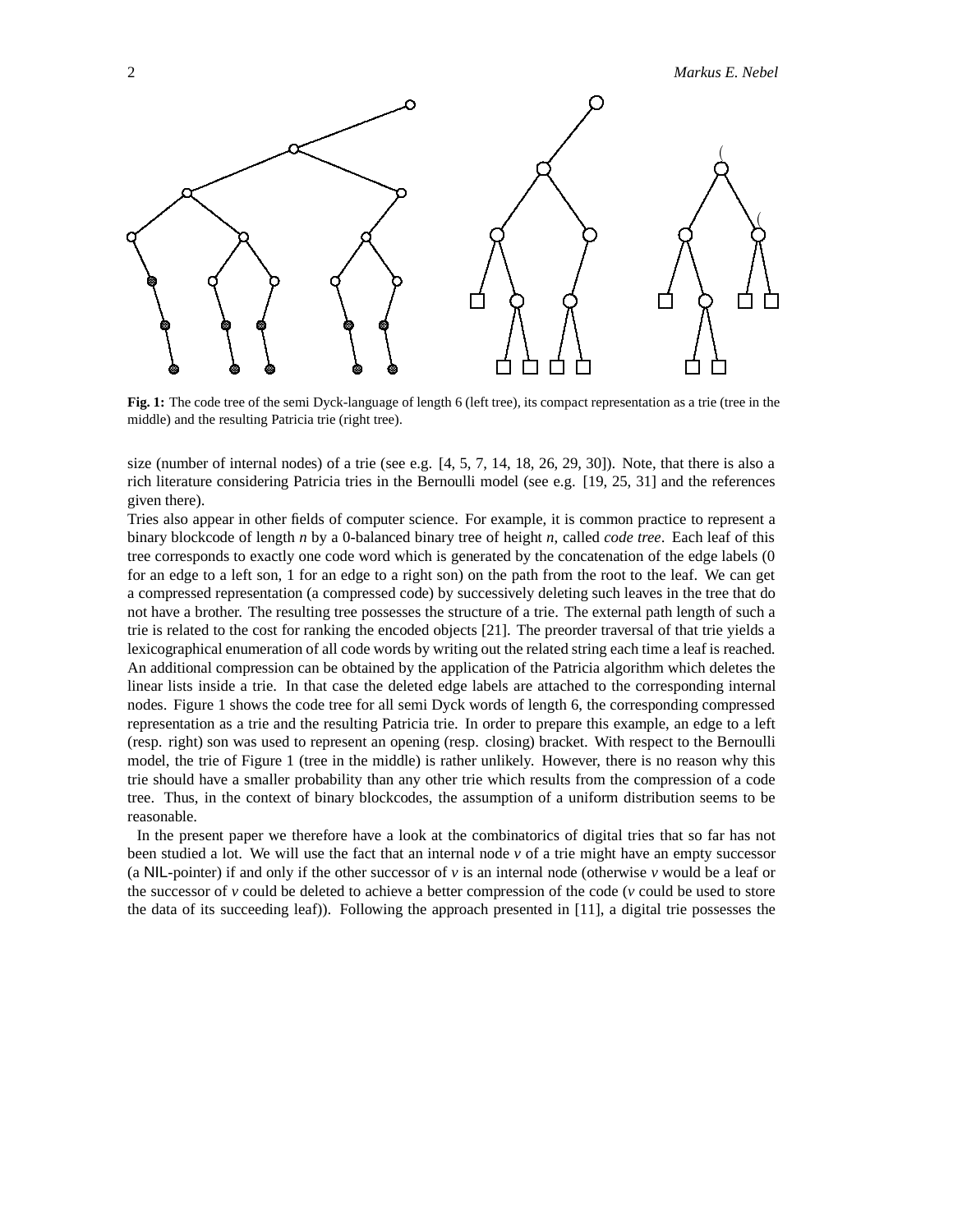**Fig. 1:** The code tree of the semi Dyck-language of length 6 (left tree), its compact representation as a trie (tree in the middle) and the resulting Patricia trie (right tree).

size (number of internal nodes) of a trie (see e.g. [4, 5, 7, 14, 18, 26, 29, 30]). Note, that there is also a rich literature considering Patricia tries in the Bernoulli model (see e.g. [19, 25, 31] and the references given there).

Tries also appear in other fields of computer science. For example, it is common practice to represent a binary blockcode of length $n$ by a 0-balanced binary tree of height $n$, called *code tree*. Each leaf of this tree corresponds to exactly one code word which is generated by the concatenation of the edge labels (0 for an edge to a left son, 1 for an edge to a right son) on the path from the root to the leaf. We can get a compressed representation (a compressed code) by successively deleting such leaves in the tree that do not have a brother. The resulting tree possesses the structure of a trie. The external path length of such a trie is related to the cost for ranking the encoded objects [21]. The preorder traversal of that trie yields a lexicographical enumeration of all code words by writing out the related string each time a leaf is reached. An additional compression can be obtained by the application of the Patricia algorithm which deletes the linear lists inside a trie. In that case the deleted edge labels are attached to the corresponding internal nodes. Figure 1 shows the code tree for all semi Dyck words of length 6, the corresponding compressed representation as a trie and the resulting Patricia trie. In order to prepare this example, an edge to a left (resp. right) son was used to represent an opening (resp. closing) bracket. With respect to the Bernoulli model, the trie of Figure 1 (tree in the middle) is rather unlikely. However, there is no reason why this trie should have a smaller probability than any other trie which results from the compression of a code tree. Thus, in the context of binary blockcodes, the assumption of a uniform distribution seems to be reasonable.

In the present paper we therefore have a look at the combinatorics of digital tries that so far has not been studied a lot. We will use the fact that an internal node $v$ of a trie might have an empty successor (a NIL-pointer) if and only if the other successor of $v$ is an internal node (otherwise $v$ would be a leaf or the successor of $v$ could be deleted to achieve a better compression of the code ($v$ could be used to store the data of its succeeding leaf)). Following the approach presented in [11], a digital trie possesses the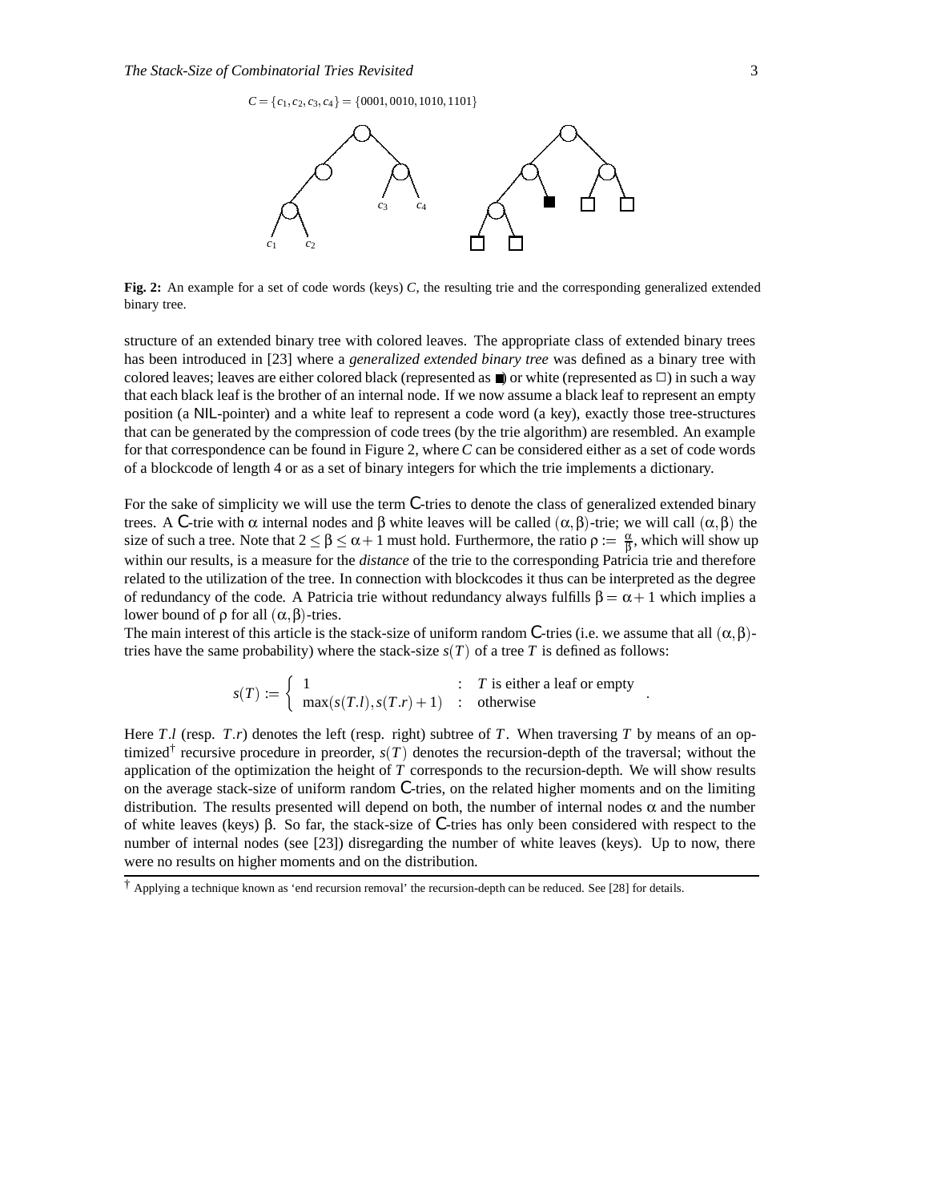$C = \{c_1, c_2, c_3, c_4\} = \{0001, 0010, 1010, 1101\}$

**Fig. 2:** An example for a set of code words (keys) $C$, the resulting trie and the corresponding generalized extended binary tree.

structure of an extended binary tree with colored leaves. The appropriate class of extended binary trees has been introduced in [23] where a *generalized extended binary tree* was defined as a binary tree with colored leaves; leaves are either colored black (represented as ■) or white (represented as □) in such a way that each black leaf is the brother of an internal node. If we now assume a black leaf to represent an empty position (a NIL-pointer) and a white leaf to represent a code word (a key), exactly those tree-structures that can be generated by the compression of code trees (by the trie algorithm) are resembled. An example for that correspondence can be found in Figure 2, where $C$ can be considered either as a set of code words of a blockcode of length 4 or as a set of binary integers for which the trie implements a dictionary.

For the sake of simplicity we will use the term $\mathsf{C}$-tries to denote the class of generalized extended binary trees. A $\mathsf{C}$-trie with $\alpha$ internal nodes and $\beta$ white leaves will be called $(\alpha,\beta)$-trie; we will call $(\alpha,\beta)$ the size of such a tree. Note that $2 \leq \beta \leq \alpha+1$ must hold. Furthermore, the ratio $\rho := \frac{\alpha}{\beta}$, which will show up within our results, is a measure for the *distance* of the trie to the corresponding Patricia trie and therefore related to the utilization of the tree. In connection with blockcodes it thus can be interpreted as the degree of redundancy of the code. A Patricia trie without redundancy always fulfills $\beta = \alpha+1$ which implies a lower bound of $\rho$ for all $(\alpha,\beta)$-tries.
The main interest of this article is the stack-size of uniform random $\mathsf{C}$-tries (i.e. we assume that all $(\alpha,\beta)$-tries have the same probability) where the stack-size $s(T)$ of a tree $T$ is defined as follows:

$$s(T) := \begin{cases} 1 & : \ T \text{ is either a leaf or empty} \\ \max(s(T.l), s(T.r)+1) & : \ \text{otherwise} \end{cases}.$$

Here $T.l$ (resp. $T.r$) denotes the left (resp. right) subtree of $T$. When traversing $T$ by means of an optimized† recursive procedure in preorder, $s(T)$ denotes the recursion-depth of the traversal; without the application of the optimization the height of $T$ corresponds to the recursion-depth. We will show results on the average stack-size of uniform random $\mathsf{C}$-tries, on the related higher moments and on the limiting distribution. The results presented will depend on both, the number of internal nodes $\alpha$ and the number of white leaves (keys) $\beta$. So far, the stack-size of $\mathsf{C}$-tries has only been considered with respect to the number of internal nodes (see [23]) disregarding the number of white leaves (keys). Up to now, there were no results on higher moments and on the distribution.

† Applying a technique known as 'end recursion removal' the recursion-depth can be reduced. See [28] for details.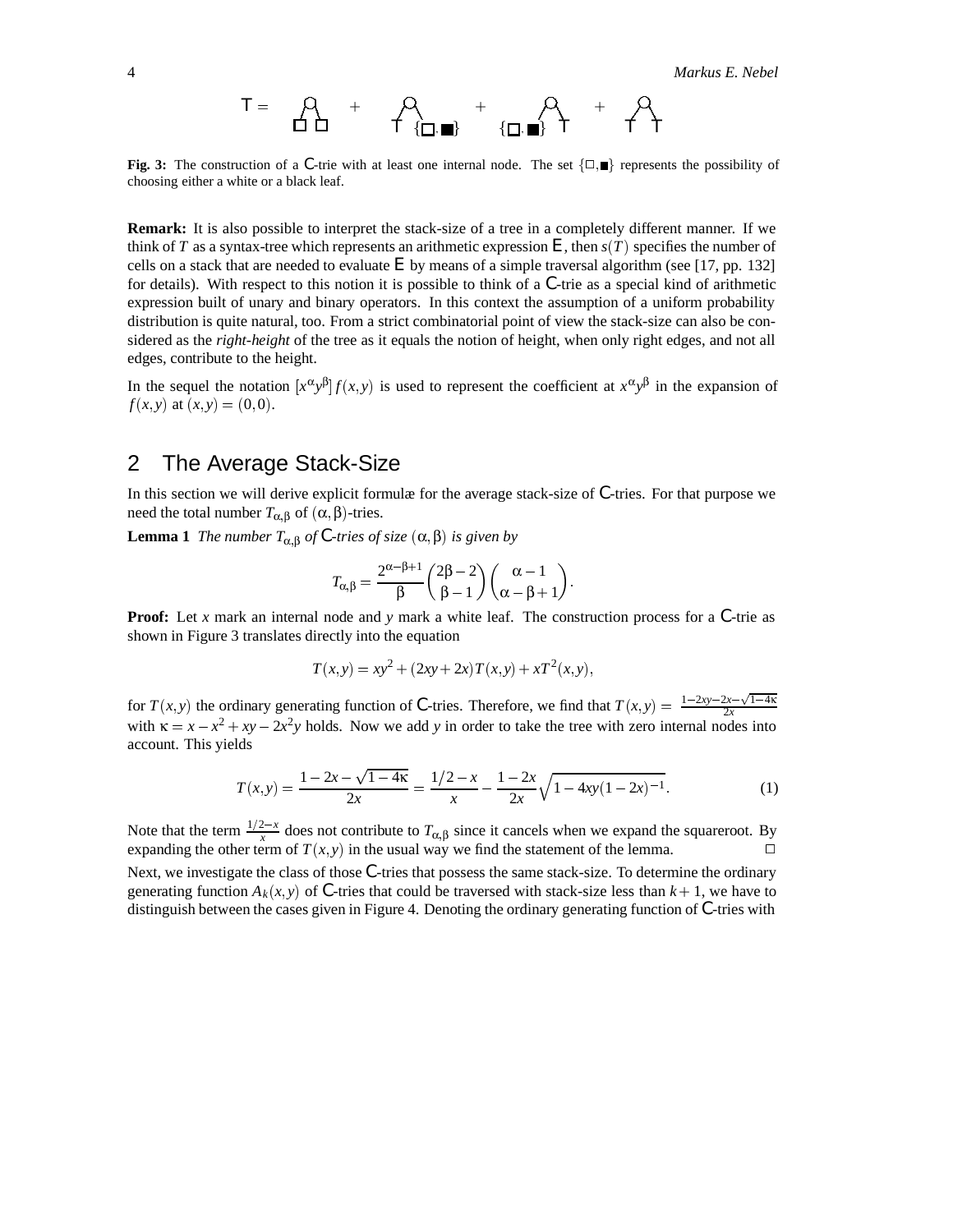Fig. 3: The construction of a C-trie with at least one internal node. The set $\{\square, \blacksquare\}$ represents the possibility of choosing either a white or a black leaf.

**Remark:** It is also possible to interpret the stack-size of a tree in a completely different manner. If we think of $T$ as a syntax-tree which represents an arithmetic expression E, then $s(T)$ specifies the number of cells on a stack that are needed to evaluate E by means of a simple traversal algorithm (see [17, pp. 132] for details). With respect to this notion it is possible to think of a C-trie as a special kind of arithmetic expression built of unary and binary operators. In this context the assumption of a uniform probability distribution is quite natural, too. From a strict combinatorial point of view the stack-size can also be considered as the *right-height* of the tree as it equals the notion of height, when only right edges, and not all edges, contribute to the height.

In the sequel the notation $[x^{\alpha}y^{\beta}]f(x,y)$ is used to represent the coefficient at $x^{\alpha}y^{\beta}$ in the expansion of $f(x,y)$ at $(x,y) = (0,0)$.

## 2 The Average Stack-Size

In this section we will derive explicit formulæ for the average stack-size of C-tries. For that purpose we need the total number $T_{\alpha,\beta}$ of $(\alpha,\beta)$-tries.

**Lemma 1** *The number $T_{\alpha,\beta}$ of C-tries of size $(\alpha,\beta)$ is given by*

$$T_{\alpha,\beta} = \frac{2^{\alpha-\beta+1}}{\beta}\binom{2\beta-2}{\beta-1}\binom{\alpha-1}{\alpha-\beta+1}.$$

**Proof:** Let $x$ mark an internal node and $y$ mark a white leaf. The construction process for a C-trie as shown in Figure 3 translates directly into the equation

$$T(x,y) = xy^2 + (2xy + 2x)T(x,y) + xT^2(x,y),$$

for $T(x,y)$ the ordinary generating function of C-tries. Therefore, we find that $T(x,y) = \frac{1-2xy-2x-\sqrt{1-4\kappa}}{2x}$ with $\kappa = x - x^2 + xy - 2x^2y$ holds. Now we add $y$ in order to take the tree with zero internal nodes into account. This yields

$$T(x,y) = \frac{1-2x-\sqrt{1-4\kappa}}{2x} = \frac{1/2-x}{x} - \frac{1-2x}{2x}\sqrt{1-4xy(1-2x)^{-1}}. \tag{1}$$

Note that the term $\frac{1/2-x}{x}$ does not contribute to $T_{\alpha,\beta}$ since it cancels when we expand the squareroot. By expanding the other term of $T(x,y)$ in the usual way we find the statement of the lemma. $\square$

Next, we investigate the class of those C-tries that possess the same stack-size. To determine the ordinary generating function $A_k(x,y)$ of C-tries that could be traversed with stack-size less than $k+1$, we have to distinguish between the cases given in Figure 4. Denoting the ordinary generating function of C-tries with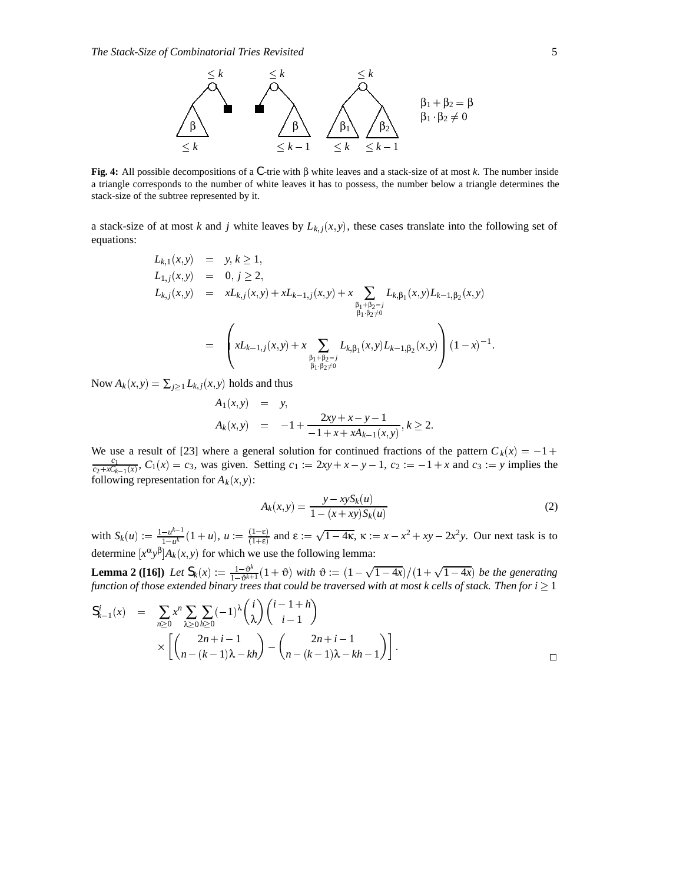**Fig. 4:** All possible decompositions of a C-trie with β white leaves and a stack-size of at most $k$. The number inside a triangle corresponds to the number of white leaves it has to possess, the number below a triangle determines the stack-size of the subtree represented by it.

a stack-size of at most $k$ and $j$ white leaves by $L_{k,j}(x,y)$, these cases translate into the following set of equations:

$$
\begin{aligned}
L_{k,1}(x,y) &= y,\ k \geq 1, \\
L_{1,j}(x,y) &= 0,\ j \geq 2, \\
L_{k,j}(x,y) &= xL_{k,j}(x,y) + xL_{k-1,j}(x,y) + x \sum_{\substack{\beta_1+\beta_2=j \\ \beta_1\cdot\beta_2\neq 0}} L_{k,\beta_1}(x,y)L_{k-1,\beta_2}(x,y) \\
&= \left( xL_{k-1,j}(x,y) + x \sum_{\substack{\beta_1+\beta_2=j \\ \beta_1\cdot\beta_2\neq 0}} L_{k,\beta_1}(x,y)L_{k-1,\beta_2}(x,y) \right)(1-x)^{-1}.
\end{aligned}
$$

Now $A_k(x,y) = \sum_{j\geq 1} L_{k,j}(x,y)$ holds and thus

$$
\begin{aligned}
A_1(x,y) &= y, \\
A_k(x,y) &= -1 + \frac{2xy + x - y - 1}{-1 + x + xA_{k-1}(x,y)},\ k \geq 2.
\end{aligned}
$$

We use a result of [23] where a general solution for continued fractions of the pattern $C_k(x) = -1 + \frac{c_1}{c_2 + xC_{k-1}(x)}$, $C_1(x) = c_3$, was given. Setting $c_1 := 2xy + x - y - 1$, $c_2 := -1 + x$ and $c_3 := y$ implies the following representation for $A_k(x,y)$:

$$
A_k(x,y) = \frac{y - xyS_k(u)}{1 - (x + xy)S_k(u)} \tag{2}
$$

with $S_k(u) := \frac{1-u^{k-1}}{1-u^k}(1+u)$, $u := \frac{(1-\varepsilon)}{(1+\varepsilon)}$ and $\varepsilon := \sqrt{1-4\kappa}$, $\kappa := x - x^2 + xy - 2x^2y$. Our next task is to determine $[x^\alpha y^\beta]A_k(x,y)$ for which we use the following lemma:

**Lemma 2 ([16])** *Let $\mathsf{S}_k(x) := \frac{1-\vartheta^k}{1-\vartheta^{k+1}}(1+\vartheta)$ with $\vartheta := (1-\sqrt{1-4x})/(1+\sqrt{1-4x})$ be the generating function of those extended binary trees that could be traversed with at most $k$ cells of stack. Then for $i \geq 1$*

$$
\begin{aligned}
\mathsf{S}_{k-1}^i(x) &= \sum_{n\geq 0} x^n \sum_{\lambda\geq 0}\sum_{h\geq 0} (-1)^\lambda \binom{i}{\lambda}\binom{i-1+h}{i-1} \\
&\quad \times \left[ \binom{2n+i-1}{n-(k-1)\lambda-kh} - \binom{2n+i-1}{n-(k-1)\lambda-kh-1} \right].
\end{aligned}
$$

□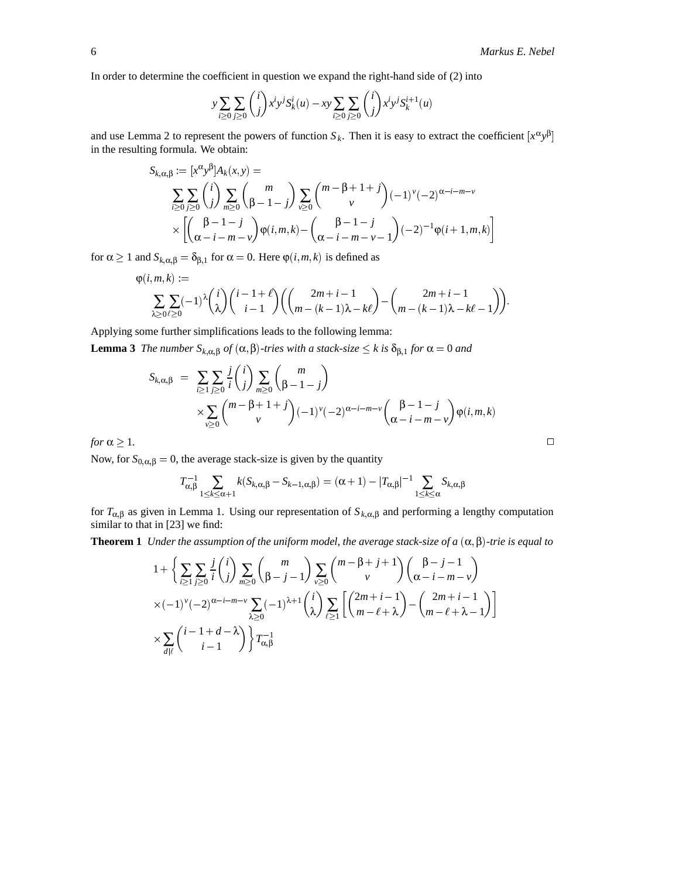In order to determine the coefficient in question we expand the right-hand side of (2) into

$$y\sum_{i\geq 0}\sum_{j\geq 0}\binom{i}{j}x^i y^j S_k^i(u) - xy\sum_{i\geq 0}\sum_{j\geq 0}\binom{i}{j}x^i y^j S_k^{i+1}(u)$$

and use Lemma 2 to represent the powers of function $S_k$. Then it is easy to extract the coefficient $[x^\alpha y^\beta]$ in the resulting formula. We obtain:

$$\begin{aligned}
S_{k,\alpha,\beta} &:= [x^\alpha y^\beta]A_k(x,y) = \\
&\sum_{i\geq 0}\sum_{j\geq 0}\binom{i}{j}\sum_{m\geq 0}\binom{m}{\beta-1-j}\sum_{\nu\geq 0}\binom{m-\beta+1+j}{\nu}(-1)^\nu(-2)^{\alpha-i-m-\nu} \\
&\times\left[\binom{\beta-1-j}{\alpha-i-m-\nu}\varphi(i,m,k) - \binom{\beta-1-j}{\alpha-i-m-\nu-1}(-2)^{-1}\varphi(i+1,m,k)\right]
\end{aligned}$$

for $\alpha\geq 1$ and $S_{k,\alpha,\beta}=\delta_{\beta,1}$ for $\alpha=0$. Here $\varphi(i,m,k)$ is defined as

$$\begin{aligned}
&\varphi(i,m,k) := \\
&\sum_{\lambda\geq 0}\sum_{\ell\geq 0}(-1)^\lambda\binom{i}{\lambda}\binom{i-1+\ell}{i-1}\left(\binom{2m+i-1}{m-(k-1)\lambda-k\ell} - \binom{2m+i-1}{m-(k-1)\lambda-k\ell-1}\right).
\end{aligned}$$

Applying some further simplifications leads to the following lemma:

**Lemma 3** *The number $S_{k,\alpha,\beta}$ of $(\alpha,\beta)$-tries with a stack-size $\leq k$ is $\delta_{\beta,1}$ for $\alpha=0$ and*

$$\begin{aligned}
S_{k,\alpha,\beta} \;=\; &\sum_{i\geq 1}\sum_{j\geq 0}\frac{j}{i}\binom{i}{j}\sum_{m\geq 0}\binom{m}{\beta-1-j} \\
&\times\sum_{\nu\geq 0}\binom{m-\beta+1+j}{\nu}(-1)^\nu(-2)^{\alpha-i-m-\nu}\binom{\beta-1-j}{\alpha-i-m-\nu}\varphi(i,m,k)
\end{aligned}$$

*for $\alpha\geq 1$.* □

Now, for $S_{0,\alpha,\beta}=0$, the average stack-size is given by the quantity

$$T_{\alpha,\beta}^{-1}\sum_{1\leq k\leq\alpha+1}k(S_{k,\alpha,\beta}-S_{k-1,\alpha,\beta}) = (\alpha+1) - |T_{\alpha,\beta}|^{-1}\sum_{1\leq k\leq\alpha}S_{k,\alpha,\beta}$$

for $T_{\alpha,\beta}$ as given in Lemma 1. Using our representation of $S_{k,\alpha,\beta}$ and performing a lengthy computation similar to that in [23] we find:

**Theorem 1** *Under the assumption of the uniform model, the average stack-size of a $(\alpha,\beta)$-trie is equal to*

$$\begin{aligned}
&1+\left\{\sum_{i\geq 1}\sum_{j\geq 0}\frac{j}{i}\binom{i}{j}\sum_{m\geq 0}\binom{m}{\beta-j-1}\sum_{\nu\geq 0}\binom{m-\beta+j+1}{\nu}\binom{\beta-j-1}{\alpha-i-m-\nu}\right. \\
&\times(-1)^\nu(-2)^{\alpha-i-m-\nu}\sum_{\lambda\geq 0}(-1)^{\lambda+1}\binom{i}{\lambda}\sum_{\ell\geq 1}\left[\binom{2m+i-1}{m-\ell+\lambda}-\binom{2m+i-1}{m-\ell+\lambda-1}\right] \\
&\left.\times\sum_{d|\ell}\binom{i-1+d-\lambda}{i-1}\right\}T_{\alpha,\beta}^{-1}
\end{aligned}$$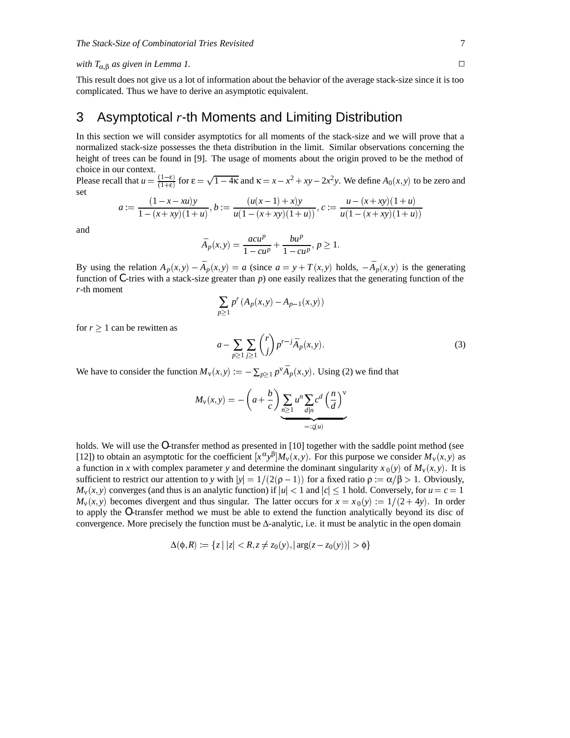*with $T_{\alpha,\beta}$ as given in Lemma 1.* □

This result does not give us a lot of information about the behavior of the average stack-size since it is too complicated. Thus we have to derive an asymptotic equivalent.

# 3 Asymptotical $r$-th Moments and Limiting Distribution

In this section we will consider asymptotics for all moments of the stack-size and we will prove that a normalized stack-size possesses the theta distribution in the limit. Similar observations concerning the height of trees can be found in [9]. The usage of moments about the origin proved to be the method of choice in our context.
Please recall that $u = \frac{(1-\varepsilon)}{(1+\varepsilon)}$ for $\varepsilon = \sqrt{1-4\kappa}$ and $\kappa = x - x^2 + xy - 2x^2y$. We define $A_0(x,y)$ to be zero and set

$$a := \frac{(1-x-xu)y}{1-(x+xy)(1+u)},\, b := \frac{(u(x-1)+x)y}{u(1-(x+xy)(1+u))},\, c := \frac{u-(x+xy)(1+u)}{u(1-(x+xy)(1+u))}$$

and

$$\bar{A}_p(x,y) = \frac{acu^p}{1-cu^p} + \frac{bu^p}{1-cu^p},\ p \geq 1.$$

By using the relation $A_p(x,y) - \bar{A}_p(x,y) = a$ (since $a = y + T(x,y)$ holds, $-\bar{A}_p(x,y)$ is the generating function of $\mathsf{C}$-tries with a stack-size greater than $p$) one easily realizes that the generating function of the $r$-th moment

$$\sum_{p\geq 1} p^r \left(A_p(x,y) - A_{p-1}(x,y)\right)$$

for $r \geq 1$ can be rewitten as

$$a - \sum_{p\geq 1}\sum_{j\geq 1}\binom{r}{j} p^{r-j}\bar{A}_p(x,y). \tag{3}$$

We have to consider the function $M_\nu(x,y) := -\sum_{p\geq 1} p^\nu \bar{A}_p(x,y)$. Using (2) we find that

$$M_\nu(x,y) = -\left(a + \frac{b}{c}\right)\underbrace{\sum_{n\geq 1} u^n \sum_{d|n} c^d \left(\frac{n}{d}\right)^\nu}_{=:\varsigma(u)}$$

holds. We will use the $\mathsf{O}$-transfer method as presented in [10] together with the saddle point method (see [12]) to obtain an asymptotic for the coefficient $[x^\alpha y^\beta]M_\nu(x,y)$. For this purpose we consider $M_\nu(x,y)$ as a function in $x$ with complex parameter $y$ and determine the dominant singularity $x_0(y)$ of $M_\nu(x,y)$. It is sufficient to restrict our attention to $y$ with $|y| = 1/(2(\rho-1))$ for a fixed ratio $\rho := \alpha/\beta > 1$. Obviously, $M_\nu(x,y)$ converges (and thus is an analytic function) if $|u| < 1$ and $|c| \leq 1$ hold. Conversely, for $u = c = 1$ $M_\nu(x,y)$ becomes divergent and thus singular. The latter occurs for $x = x_0(y) := 1/(2+4y)$. In order to apply the $\mathsf{O}$-transfer method we must be able to extend the function analytically beyond its disc of convergence. More precisely the function must be $\Delta$-analytic, i.e. it must be analytic in the open domain

$$\Delta(\phi,R) := \{z \mid |z| < R, z \neq z_0(y), |\arg(z - z_0(y))| > \phi\}$$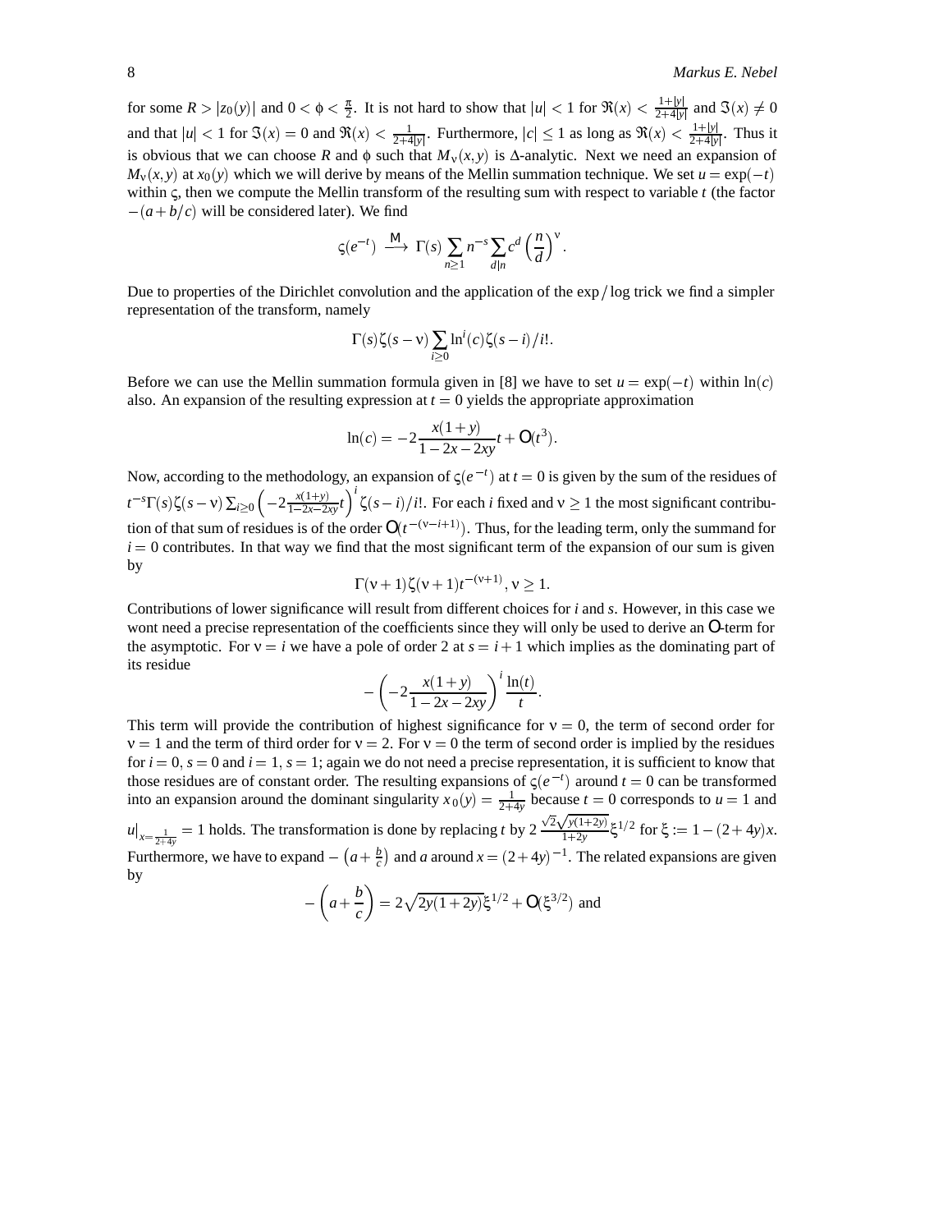for some $R > |z_0(y)|$ and $0 < \phi < \frac{\pi}{2}$. It is not hard to show that $|u| < 1$ for $\Re(x) < \frac{1+|y|}{2+4|y|}$ and $\Im(x) \neq 0$ and that $|u| < 1$ for $\Im(x) = 0$ and $\Re(x) < \frac{1}{2+4|y|}$. Furthermore, $|c| \leq 1$ as long as $\Re(x) < \frac{1+|y|}{2+4|y|}$. Thus it is obvious that we can choose $R$ and $\phi$ such that $M_\nu(x,y)$ is $\Delta$-analytic. Next we need an expansion of $M_\nu(x,y)$ at $x_0(y)$ which we will derive by means of the Mellin summation technique. We set $u = \exp(-t)$ within $\varsigma$, then we compute the Mellin transform of the resulting sum with respect to variable $t$ (the factor $-(a+b/c)$ will be considered later). We find

$$\varsigma(e^{-t}) \stackrel{\mathsf{M}}{\longrightarrow} \Gamma(s) \sum_{n\geq 1} n^{-s} \sum_{d|n} c^d \left(\frac{n}{d}\right)^\nu.$$

Due to properties of the Dirichlet convolution and the application of the exp / log trick we find a simpler representation of the transform, namely

$$\Gamma(s)\zeta(s-\nu)\sum_{i\geq 0} \ln^i(c)\zeta(s-i)/i!.$$

Before we can use the Mellin summation formula given in [8] we have to set $u = \exp(-t)$ within $\ln(c)$ also. An expansion of the resulting expression at $t = 0$ yields the appropriate approximation

$$\ln(c) = -2\frac{x(1+y)}{1-2x-2xy}t + \mathsf{O}(t^3).$$

Now, according to the methodology, an expansion of $\varsigma(e^{-t})$ at $t = 0$ is given by the sum of the residues of $t^{-s}\Gamma(s)\zeta(s-\nu)\sum_{i\geq 0}\left(-2\frac{x(1+y)}{1-2x-2xy}t\right)^i \zeta(s-i)/i!$. For each $i$ fixed and $\nu \geq 1$ the most significant contribution of that sum of residues is of the order $\mathsf{O}(t^{-(\nu-i+1)})$. Thus, for the leading term, only the summand for $i = 0$ contributes. In that way we find that the most significant term of the expansion of our sum is given by

$$\Gamma(\nu+1)\zeta(\nu+1)t^{-(\nu+1)}, \nu \geq 1.$$

Contributions of lower significance will result from different choices for $i$ and $s$. However, in this case we wont need a precise representation of the coefficients since they will only be used to derive an $\mathsf{O}$-term for the asymptotic. For $\nu = i$ we have a pole of order 2 at $s = i+1$ which implies as the dominating part of its residue

$$-\left(-2\frac{x(1+y)}{1-2x-2xy}\right)^i \frac{\ln(t)}{t}.$$

This term will provide the contribution of highest significance for $\nu = 0$, the term of second order for $\nu = 1$ and the term of third order for $\nu = 2$. For $\nu = 0$ the term of second order is implied by the residues for $i = 0$, $s = 0$ and $i = 1$, $s = 1$; again we do not need a precise representation, it is sufficient to know that those residues are of constant order. The resulting expansions of $\varsigma(e^{-t})$ around $t = 0$ can be transformed into an expansion around the dominant singularity $x_0(y) = \frac{1}{2+4y}$ because $t = 0$ corresponds to $u = 1$ and $u|_{x=\frac{1}{2+4y}} = 1$ holds. The transformation is done by replacing $t$ by $2\,\frac{\sqrt{2}\sqrt{y(1+2y)}}{1+2y}\xi^{1/2}$ for $\xi := 1-(2+4y)x$. Furthermore, we have to expand $-\left(a+\frac{b}{c}\right)$ and $a$ around $x = (2+4y)^{-1}$. The related expansions are given by

$$-\left(a+\frac{b}{c}\right) = 2\sqrt{2y(1+2y)}\xi^{1/2} + \mathsf{O}(\xi^{3/2}) \text{ and}$$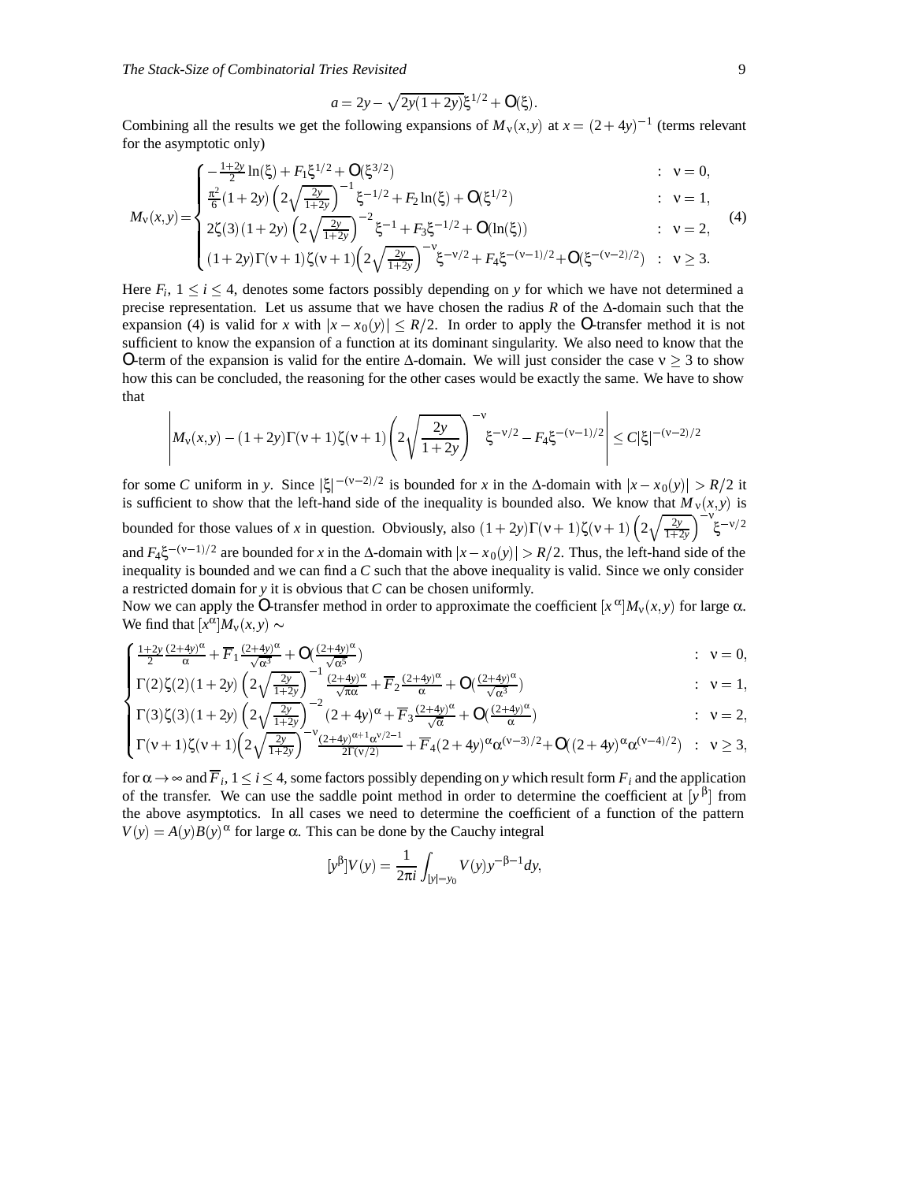$$a = 2y - \sqrt{2y(1+2y)}\xi^{1/2} + O(\xi).$$

Combining all the results we get the following expansions of $M_\nu(x,y)$ at $x = (2+4y)^{-1}$ (terms relevant for the asymptotic only)

$$M_\nu(x,y) = \begin{cases} -\frac{1+2y}{2}\ln(\xi) + F_1\xi^{1/2} + O(\xi^{3/2}) & : \ \nu = 0, \\ \frac{\pi^2}{6}(1+2y)\left(2\sqrt{\frac{2y}{1+2y}}\right)^{-1}\xi^{-1/2} + F_2\ln(\xi) + O(\xi^{1/2}) & : \ \nu = 1, \\ 2\zeta(3)(1+2y)\left(2\sqrt{\frac{2y}{1+2y}}\right)^{-2}\xi^{-1} + F_3\xi^{-1/2} + O(\ln(\xi)) & : \ \nu = 2, \\ (1+2y)\Gamma(\nu+1)\zeta(\nu+1)\left(2\sqrt{\frac{2y}{1+2y}}\right)^{-\nu}\xi^{-\nu/2} + F_4\xi^{-(\nu-1)/2} + O(\xi^{-(\nu-2)/2}) & : \ \nu \geq 3. \end{cases} \tag{4}$$

Here $F_i$, $1 \leq i \leq 4$, denotes some factors possibly depending on $y$ for which we have not determined a precise representation. Let us assume that we have chosen the radius $R$ of the $\Delta$-domain such that the expansion (4) is valid for $x$ with $|x - x_0(y)| \leq R/2$. In order to apply the $O$-transfer method it is not sufficient to know the expansion of a function at its dominant singularity. We also need to know that the $O$-term of the expansion is valid for the entire $\Delta$-domain. We will just consider the case $\nu \geq 3$ to show how this can be concluded, the reasoning for the other cases would be exactly the same. We have to show that

$$\left| M_\nu(x,y) - (1+2y)\Gamma(\nu+1)\zeta(\nu+1)\left(2\sqrt{\frac{2y}{1+2y}}\right)^{-\nu}\xi^{-\nu/2} - F_4\xi^{-(\nu-1)/2} \right| \leq C|\xi|^{-(\nu-2)/2}$$

for some $C$ uniform in $y$. Since $|\xi|^{-(\nu-2)/2}$ is bounded for $x$ in the $\Delta$-domain with $|x - x_0(y)| > R/2$ it is sufficient to show that the left-hand side of the inequality is bounded also. We know that $M_\nu(x,y)$ is bounded for those values of $x$ in question. Obviously, also $(1+2y)\Gamma(\nu+1)\zeta(\nu+1)\left(2\sqrt{\frac{2y}{1+2y}}\right)^{-\nu}\xi^{-\nu/2}$ and $F_4\xi^{-(\nu-1)/2}$ are bounded for $x$ in the $\Delta$-domain with $|x - x_0(y)| > R/2$. Thus, the left-hand side of the inequality is bounded and we can find a $C$ such that the above inequality is valid. Since we only consider a restricted domain for $y$ it is obvious that $C$ can be chosen uniformly.

Now we can apply the $O$-transfer method in order to approximate the coefficient $[x^\alpha]M_\nu(x,y)$ for large $\alpha$. We find that $[x^\alpha]M_\nu(x,y) \sim$

$$\begin{cases} \frac{1+2y}{2}\frac{(2+4y)^\alpha}{\alpha} + \overline{F}_1\frac{(2+4y)^\alpha}{\sqrt{\alpha^3}} + O(\frac{(2+4y)^\alpha}{\sqrt{\alpha^5}}) & : \ \nu = 0, \\ \Gamma(2)\zeta(2)(1+2y)\left(2\sqrt{\frac{2y}{1+2y}}\right)^{-1}\frac{(2+4y)^\alpha}{\sqrt{\pi\alpha}} + \overline{F}_2\frac{(2+4y)^\alpha}{\alpha} + O(\frac{(2+4y)^\alpha}{\sqrt{\alpha^3}}) & : \ \nu = 1, \\ \Gamma(3)\zeta(3)(1+2y)\left(2\sqrt{\frac{2y}{1+2y}}\right)^{-2}(2+4y)^\alpha + \overline{F}_3\frac{(2+4y)^\alpha}{\sqrt{\alpha}} + O(\frac{(2+4y)^\alpha}{\alpha}) & : \ \nu = 2, \\ \Gamma(\nu+1)\zeta(\nu+1)\left(2\sqrt{\frac{2y}{1+2y}}\right)^{-\nu}\frac{(2+4y)^{\alpha+1}\alpha^{\nu/2-1}}{2\Gamma(\nu/2)} + \overline{F}_4(2+4y)^\alpha\alpha^{(\nu-3)/2} + O((2+4y)^\alpha\alpha^{(\nu-4)/2}) & : \ \nu \geq 3, \end{cases}$$

for $\alpha \to \infty$ and $\overline{F}_i$, $1 \leq i \leq 4$, some factors possibly depending on $y$ which result form $F_i$ and the application of the transfer. We can use the saddle point method in order to determine the coefficient at $[y^\beta]$ from the above asymptotics. In all cases we need to determine the coefficient of a function of the pattern $V(y) = A(y)B(y)^\alpha$ for large $\alpha$. This can be done by the Cauchy integral

$$[y^\beta]V(y) = \frac{1}{2\pi i}\int_{|y|=y_0} V(y)y^{-\beta-1}dy,$$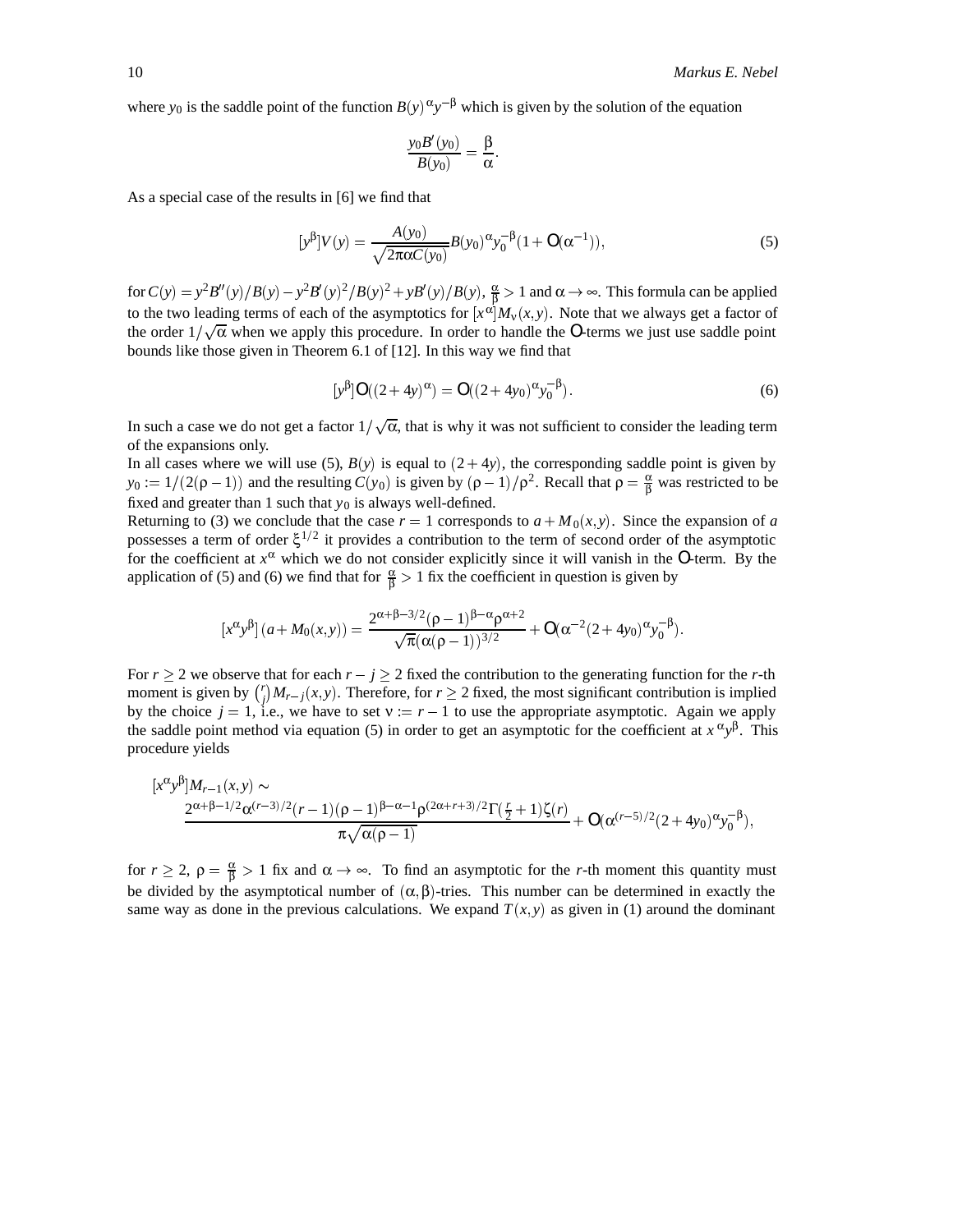where $y_0$ is the saddle point of the function $B(y)^\alpha y^{-\beta}$ which is given by the solution of the equation

$$\frac{y_0 B'(y_0)}{B(y_0)} = \frac{\beta}{\alpha}.$$

As a special case of the results in [6] we find that

$$[y^\beta]V(y) = \frac{A(y_0)}{\sqrt{2\pi\alpha C(y_0)}} B(y_0)^\alpha y_0^{-\beta}(1 + \mathsf{O}(\alpha^{-1})), \tag{5}$$

for $C(y) = y^2 B''(y)/B(y) - y^2 B'(y)^2/B(y)^2 + yB'(y)/B(y)$, $\frac{\alpha}{\beta} > 1$ and $\alpha \to \infty$. This formula can be applied to the two leading terms of each of the asymptotics for $[x^\alpha]M_\nu(x,y)$. Note that we always get a factor of the order $1/\sqrt{\alpha}$ when we apply this procedure. In order to handle the $\mathsf{O}$-terms we just use saddle point bounds like those given in Theorem 6.1 of [12]. In this way we find that

$$[y^\beta]\mathsf{O}((2+4y)^\alpha) = \mathsf{O}((2+4y_0)^\alpha y_0^{-\beta}). \tag{6}$$

In such a case we do not get a factor $1/\sqrt{\alpha}$, that is why it was not sufficient to consider the leading term of the expansions only.
In all cases where we will use (5), $B(y)$ is equal to $(2+4y)$, the corresponding saddle point is given by $y_0 := 1/(2(\rho-1))$ and the resulting $C(y_0)$ is given by $(\rho-1)/\rho^2$. Recall that $\rho = \frac{\alpha}{\beta}$ was restricted to be fixed and greater than 1 such that $y_0$ is always well-defined.
Returning to (3) we conclude that the case $r = 1$ corresponds to $a + M_0(x,y)$. Since the expansion of $a$ possesses a term of order $\xi^{1/2}$ it provides a contribution to the term of second order of the asymptotic for the coefficient at $x^\alpha$ which we do not consider explicitly since it will vanish in the $\mathsf{O}$-term. By the application of (5) and (6) we find that for $\frac{\alpha}{\beta} > 1$ fix the coefficient in question is given by

$$[x^\alpha y^\beta]\,(a + M_0(x,y)) = \frac{2^{\alpha+\beta-3/2}(\rho-1)^{\beta-\alpha}\rho^{\alpha+2}}{\sqrt{\pi}(\alpha(\rho-1))^{3/2}} + \mathsf{O}(\alpha^{-2}(2+4y_0)^\alpha y_0^{-\beta}).$$

For $r \geq 2$ we observe that for each $r - j \geq 2$ fixed the contribution to the generating function for the $r$-th moment is given by $\binom{r}{j} M_{r-j}(x,y)$. Therefore, for $r \geq 2$ fixed, the most significant contribution is implied by the choice $j = 1$, i.e., we have to set $\nu := r-1$ to use the appropriate asymptotic. Again we apply the saddle point method via equation (5) in order to get an asymptotic for the coefficient at $x^\alpha y^\beta$. This procedure yields

$$[x^\alpha y^\beta]M_{r-1}(x,y) \sim \frac{2^{\alpha+\beta-1/2}\alpha^{(r-3)/2}(r-1)(\rho-1)^{\beta-\alpha-1}\rho^{(2\alpha+r+3)/2}\Gamma(\frac{r}{2}+1)\zeta(r)}{\pi\sqrt{\alpha(\rho-1)}} + \mathsf{O}(\alpha^{(r-5)/2}(2+4y_0)^\alpha y_0^{-\beta}),$$

for $r \geq 2$, $\rho = \frac{\alpha}{\beta} > 1$ fix and $\alpha \to \infty$. To find an asymptotic for the $r$-th moment this quantity must be divided by the asymptotical number of $(\alpha,\beta)$-tries. This number can be determined in exactly the same way as done in the previous calculations. We expand $T(x,y)$ as given in (1) around the dominant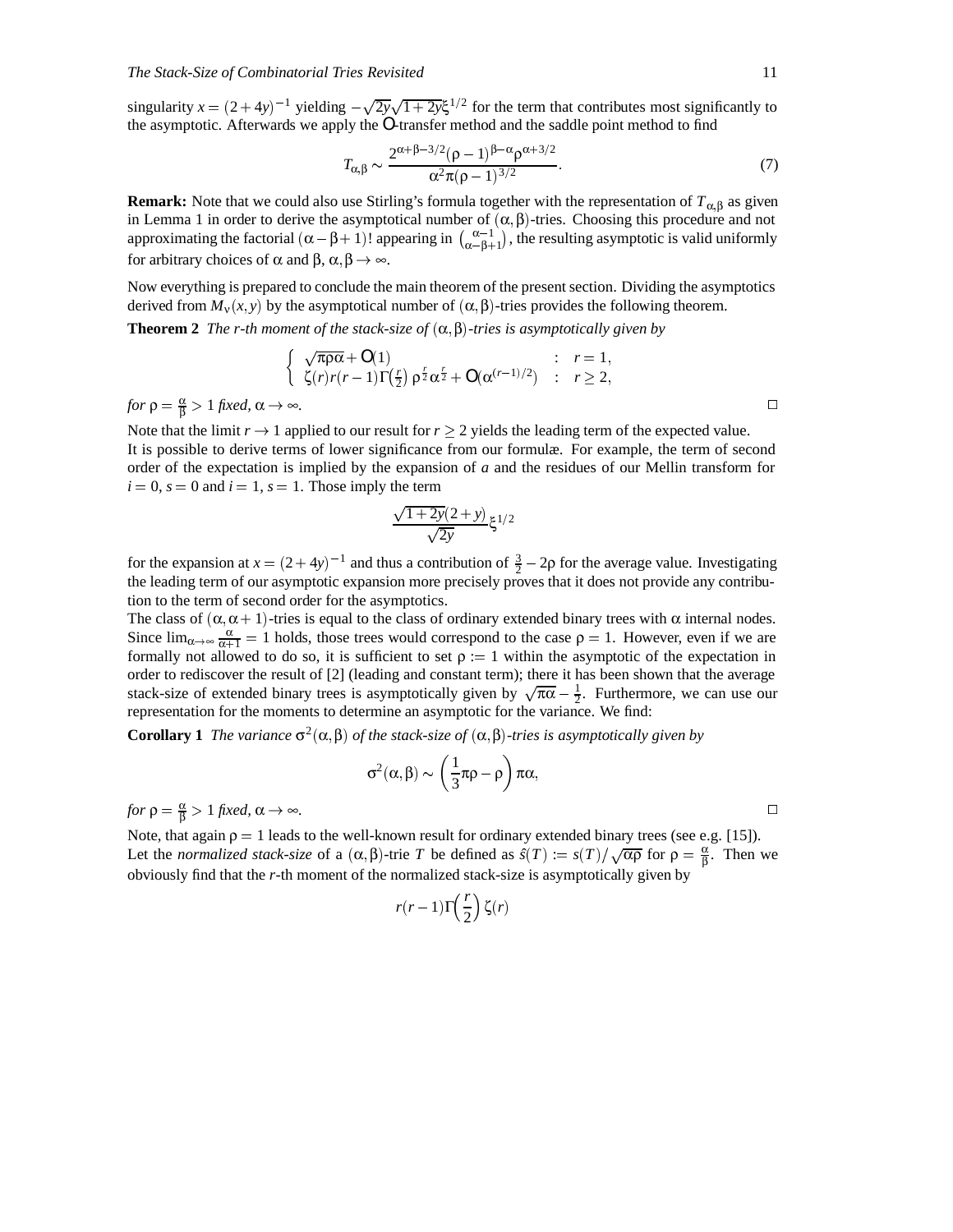singularity $x = (2+4y)^{-1}$ yielding $-\sqrt{2y}\sqrt{1+2y}\xi^{1/2}$ for the term that contributes most significantly to the asymptotic. Afterwards we apply the $O$-transfer method and the saddle point method to find

$$T_{\alpha,\beta} \sim \frac{2^{\alpha+\beta-3/2}(\rho-1)^{\beta-\alpha}\rho^{\alpha+3/2}}{\alpha^2\pi(\rho-1)^{3/2}}. \tag{7}$$

**Remark:** Note that we could also use Stirling's formula together with the representation of $T_{\alpha,\beta}$ as given in Lemma 1 in order to derive the asymptotical number of $(\alpha,\beta)$-tries. Choosing this procedure and not approximating the factorial $(\alpha-\beta+1)!$ appearing in $\binom{\alpha-1}{\alpha-\beta+1}$, the resulting asymptotic is valid uniformly for arbitrary choices of $\alpha$ and $\beta$, $\alpha,\beta \to \infty$.

Now everything is prepared to conclude the main theorem of the present section. Dividing the asymptotics derived from $M_\nu(x,y)$ by the asymptotical number of $(\alpha,\beta)$-tries provides the following theorem.

**Theorem 2** *The r-th moment of the stack-size of $(\alpha,\beta)$-tries is asymptotically given by*

$$\begin{cases} \sqrt{\pi\rho\alpha} + O(1) & : \quad r = 1, \\ \zeta(r)r(r-1)\Gamma\left(\frac{r}{2}\right)\rho^{\frac{r}{2}}\alpha^{\frac{r}{2}} + O(\alpha^{(r-1)/2}) & : \quad r \geq 2, \end{cases}$$

*for $\rho = \frac{\alpha}{\beta} > 1$ fixed, $\alpha \to \infty$.* □

Note that the limit $r \to 1$ applied to our result for $r \geq 2$ yields the leading term of the expected value. It is possible to derive terms of lower significance from our formulæ. For example, the term of second order of the expectation is implied by the expansion of $a$ and the residues of our Mellin transform for $i = 0$, $s = 0$ and $i = 1$, $s = 1$. Those imply the term

$$\frac{\sqrt{1+2y}(2+y)}{\sqrt{2y}}\xi^{1/2}$$

for the expansion at $x = (2+4y)^{-1}$ and thus a contribution of $\frac{3}{2} - 2\rho$ for the average value. Investigating the leading term of our asymptotic expansion more precisely proves that it does not provide any contribution to the term of second order for the asymptotics.

The class of $(\alpha,\alpha+1)$-tries is equal to the class of ordinary extended binary trees with $\alpha$ internal nodes. Since $\lim_{\alpha\to\infty}\frac{\alpha}{\alpha+1} = 1$ holds, those trees would correspond to the case $\rho = 1$. However, even if we are formally not allowed to do so, it is sufficient to set $\rho := 1$ within the asymptotic of the expectation in order to rediscover the result of [2] (leading and constant term); there it has been shown that the average stack-size of extended binary trees is asymptotically given by $\sqrt{\pi\alpha} - \frac{1}{2}$. Furthermore, we can use our representation for the moments to determine an asymptotic for the variance. We find:

**Corollary 1** *The variance $\sigma^2(\alpha,\beta)$ of the stack-size of $(\alpha,\beta)$-tries is asymptotically given by*

$$\sigma^2(\alpha,\beta) \sim \left(\frac{1}{3}\pi\rho - \rho\right)\pi\alpha,$$

*for $\rho = \frac{\alpha}{\beta} > 1$ fixed, $\alpha \to \infty$.* □

Note, that again $\rho = 1$ leads to the well-known result for ordinary extended binary trees (see e.g. [15]). Let the *normalized stack-size* of a $(\alpha,\beta)$-trie $T$ be defined as $\hat{s}(T) := s(T)/\sqrt{\alpha\rho}$ for $\rho = \frac{\alpha}{\beta}$. Then we obviously find that the $r$-th moment of the normalized stack-size is asymptotically given by

$$r(r-1)\Gamma\left(\frac{r}{2}\right)\zeta(r)$$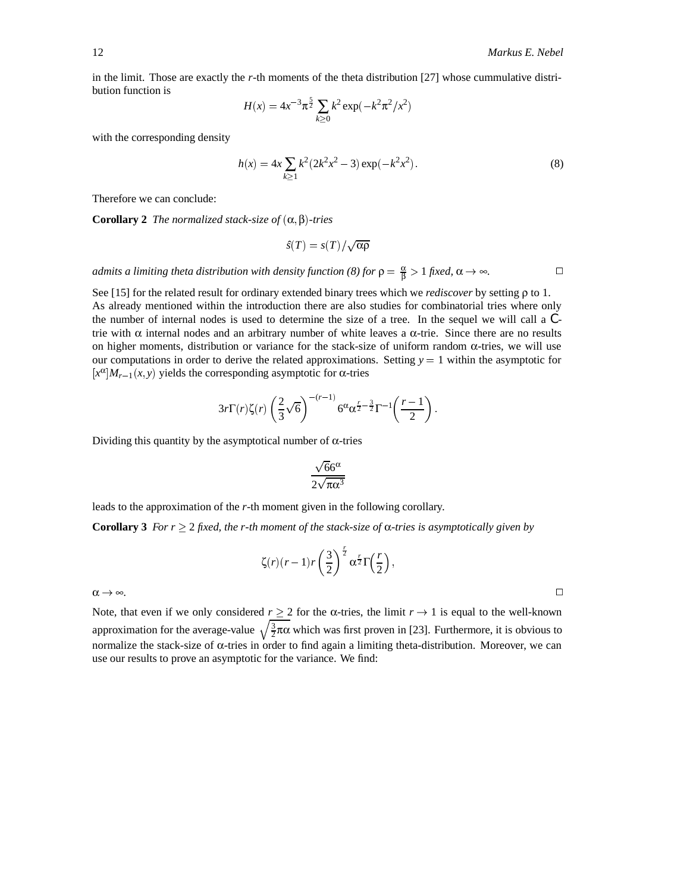in the limit. Those are exactly the $r$-th moments of the theta distribution [27] whose cummulative distribution function is

$$H(x) = 4x^{-3}\pi^{\frac{5}{2}} \sum_{k\geq 0} k^2 \exp(-k^2\pi^2/x^2)$$

with the corresponding density

$$h(x) = 4x \sum_{k\geq 1} k^2(2k^2x^2 - 3)\exp(-k^2x^2). \tag{8}$$

Therefore we can conclude:

**Corollary 2** *The normalized stack-size of $(\alpha,\beta)$-tries*

$$\hat{s}(T) = s(T)/\sqrt{\alpha\rho}$$

*admits a limiting theta distribution with density function (8) for $\rho = \frac{\alpha}{\beta} > 1$ fixed, $\alpha \to \infty$.* □

See [15] for the related result for ordinary extended binary trees which we *rediscover* by setting $\rho$ to 1. As already mentioned within the introduction there are also studies for combinatorial tries where only the number of internal nodes is used to determine the size of a tree. In the sequel we will call a $\mathcal{C}$-trie with $\alpha$ internal nodes and an arbitrary number of white leaves a $\alpha$-trie. Since there are no results on higher moments, distribution or variance for the stack-size of uniform random $\alpha$-tries, we will use our computations in order to derive the related approximations. Setting $y = 1$ within the asymptotic for $[x^{\alpha}]M_{r-1}(x,y)$ yields the corresponding asymptotic for $\alpha$-tries

$$3r\Gamma(r)\zeta(r)\left(\frac{2}{3}\sqrt{6}\right)^{-(r-1)} 6^{\alpha}\alpha^{\frac{r}{2}-\frac{3}{2}}\Gamma^{-1}\!\left(\frac{r-1}{2}\right).$$

Dividing this quantity by the asymptotical number of $\alpha$-tries

$$\frac{\sqrt{6}6^{\alpha}}{2\sqrt{\pi\alpha^3}}$$

leads to the approximation of the $r$-th moment given in the following corollary.

**Corollary 3** *For $r \geq 2$ fixed, the $r$-th moment of the stack-size of $\alpha$-tries is asymptotically given by*

$$\zeta(r)(r-1)r\left(\frac{3}{2}\right)^{\frac{r}{2}}\alpha^{\frac{r}{2}}\Gamma\!\left(\frac{r}{2}\right),$$

$\alpha \to \infty$. □

Note, that even if we only considered $r \geq 2$ for the $\alpha$-tries, the limit $r \to 1$ is equal to the well-known approximation for the average-value $\sqrt{\frac{3}{2}\pi\alpha}$ which was first proven in [23]. Furthermore, it is obvious to normalize the stack-size of $\alpha$-tries in order to find again a limiting theta-distribution. Moreover, we can use our results to prove an asymptotic for the variance. We find: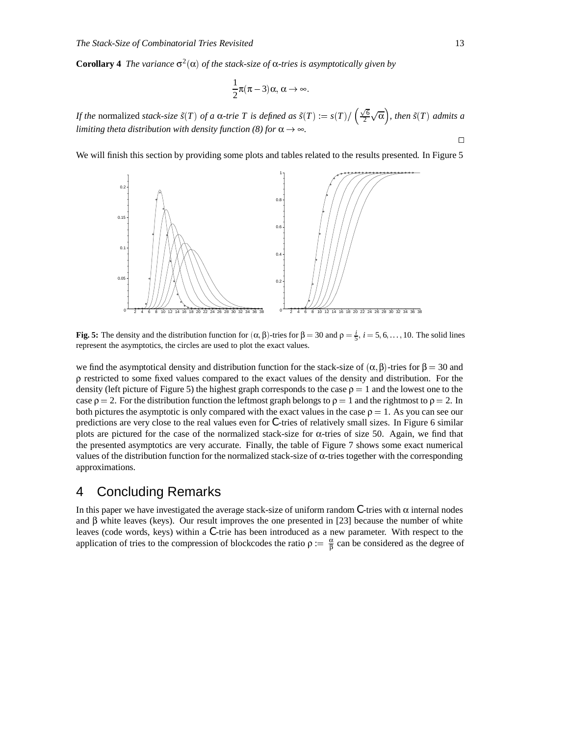**Corollary 4** *The variance $\sigma^2(\alpha)$ of the stack-size of $\alpha$-tries is asymptotically given by*

$$\frac{1}{2}\pi(\pi-3)\alpha,\ \alpha \to \infty.$$

*If the* normalized *stack-size $\tilde{s}(T)$ of a $\alpha$-trie $T$ is defined as $\tilde{s}(T) := s(T) / \left(\frac{\sqrt{6}}{2}\sqrt{\alpha}\right)$, then $\tilde{s}(T)$ admits a limiting theta distribution with density function (8) for $\alpha \to \infty$.*

□

We will finish this section by providing some plots and tables related to the results presented. In Figure 5

**Fig. 5:** The density and the distribution function for $(\alpha, \beta)$-tries for $\beta = 30$ and $\rho = \frac{i}{5}$, $i = 5, 6, \ldots, 10$. The solid lines represent the asymptotics, the circles are used to plot the exact values.

we find the asymptotical density and distribution function for the stack-size of $(\alpha, \beta)$-tries for $\beta = 30$ and $\rho$ restricted to some fixed values compared to the exact values of the density and distribution. For the density (left picture of Figure 5) the highest graph corresponds to the case $\rho = 1$ and the lowest one to the case $\rho = 2$. For the distribution function the leftmost graph belongs to $\rho = 1$ and the rightmost to $\rho = 2$. In both pictures the asymptotic is only compared with the exact values in the case $\rho = 1$. As you can see our predictions are very close to the real values even for C-tries of relatively small sizes. In Figure 6 similar plots are pictured for the case of the normalized stack-size for $\alpha$-tries of size 50. Again, we find that the presented asymptotics are very accurate. Finally, the table of Figure 7 shows some exact numerical values of the distribution function for the normalized stack-size of $\alpha$-tries together with the corresponding approximations.

## 4 Concluding Remarks

In this paper we have investigated the average stack-size of uniform random C-tries with $\alpha$ internal nodes and $\beta$ white leaves (keys). Our result improves the one presented in [23] because the number of white leaves (code words, keys) within a C-trie has been introduced as a new parameter. With respect to the application of tries to the compression of blockcodes the ratio $\rho := \frac{\alpha}{\beta}$ can be considered as the degree of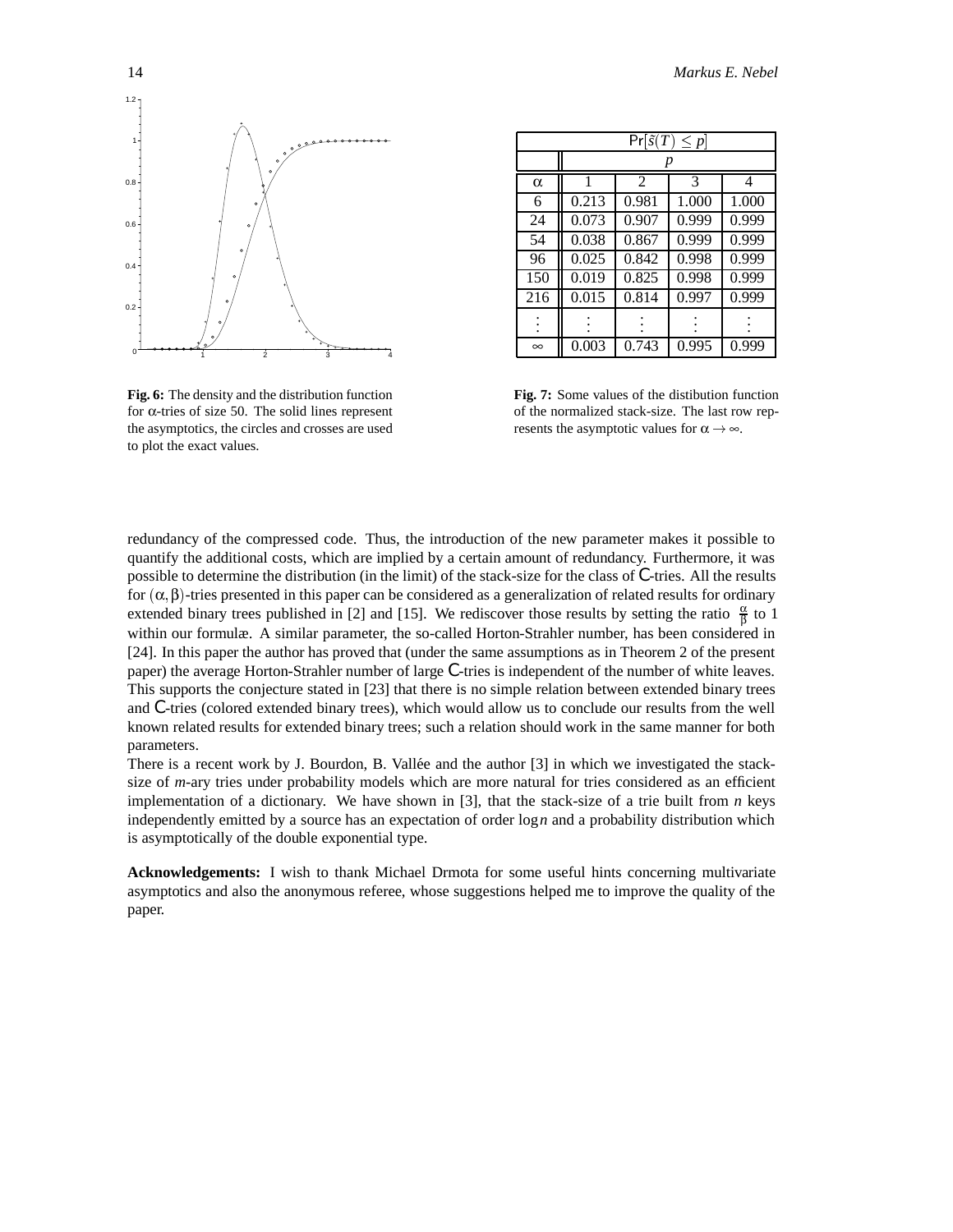Fig. 6: The density and the distribution function for $\alpha$-tries of size 50. The solid lines represent the asymptotics, the circles and crosses are used to plot the exact values.

| $\mathrm{Pr}[\tilde{s}(T) \leq p]$ | | | | |
|---|---|---|---|---|
| | $p$ | | | |
| $\alpha$ | 1 | 2 | 3 | 4 |
| 6 | 0.213 | 0.981 | 1.000 | 1.000 |
| 24 | 0.073 | 0.907 | 0.999 | 0.999 |
| 54 | 0.038 | 0.867 | 0.999 | 0.999 |
| 96 | 0.025 | 0.842 | 0.998 | 0.999 |
| 150 | 0.019 | 0.825 | 0.998 | 0.999 |
| 216 | 0.015 | 0.814 | 0.997 | 0.999 |
| $\vdots$ | $\vdots$ | $\vdots$ | $\vdots$ | $\vdots$ |
| $\infty$ | 0.003 | 0.743 | 0.995 | 0.999 |

**Fig. 7:** Some values of the distibution function of the normalized stack-size. The last row represents the asymptotic values for $\alpha \to \infty$.

redundancy of the compressed code. Thus, the introduction of the new parameter makes it possible to quantify the additional costs, which are implied by a certain amount of redundancy. Furthermore, it was possible to determine the distribution (in the limit) of the stack-size for the class of $\mathsf{C}$-tries. All the results for $(\alpha,\beta)$-tries presented in this paper can be considered as a generalization of related results for ordinary extended binary trees published in [2] and [15]. We rediscover those results by setting the ratio $\frac{\alpha}{\beta}$ to 1 within our formulæ. A similar parameter, the so-called Horton-Strahler number, has been considered in [24]. In this paper the author has proved that (under the same assumptions as in Theorem 2 of the present paper) the average Horton-Strahler number of large $\mathsf{C}$-tries is independent of the number of white leaves. This supports the conjecture stated in [23] that there is no simple relation between extended binary trees and $\mathsf{C}$-tries (colored extended binary trees), which would allow us to conclude our results from the well known related results for extended binary trees; such a relation should work in the same manner for both parameters.

There is a recent work by J. Bourdon, B. Vallée and the author [3] in which we investigated the stack-size of *m*-ary tries under probability models which are more natural for tries considered as an efficient implementation of a dictionary. We have shown in [3], that the stack-size of a trie built from $n$ keys independently emitted by a source has an expectation of order $\log n$ and a probability distribution which is asymptotically of the double exponential type.

**Acknowledgements:** I wish to thank Michael Drmota for some useful hints concerning multivariate asymptotics and also the anonymous referee, whose suggestions helped me to improve the quality of the paper.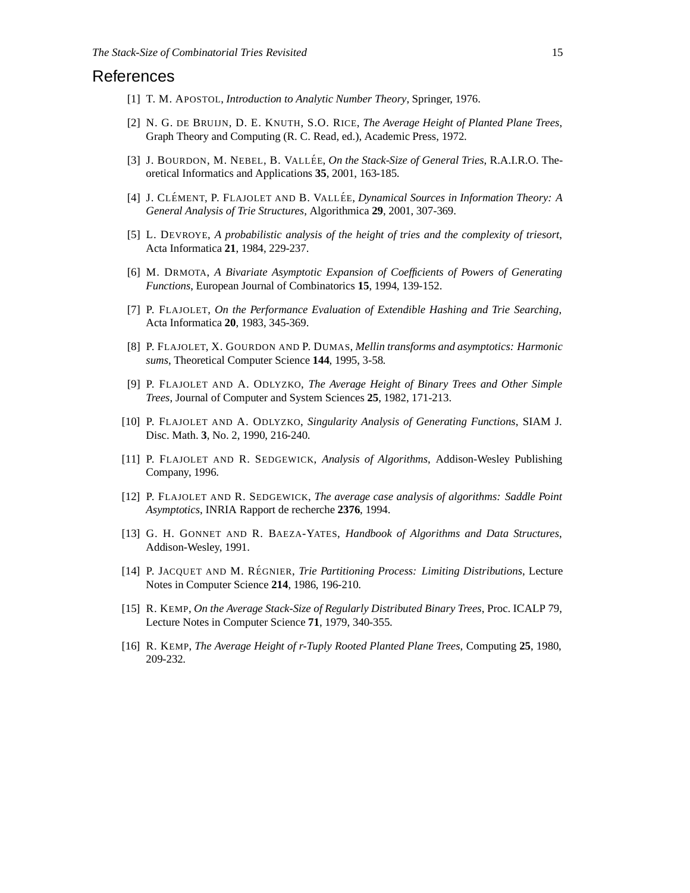## References

[1] T. M. APOSTOL, *Introduction to Analytic Number Theory*, Springer, 1976.

[2] N. G. DE BRUIJN, D. E. KNUTH, S.O. RICE, *The Average Height of Planted Plane Trees*, Graph Theory and Computing (R. C. Read, ed.), Academic Press, 1972.

[3] J. BOURDON, M. NEBEL, B. VALLÉE, *On the Stack-Size of General Tries*, R.A.I.R.O. Theoretical Informatics and Applications **35**, 2001, 163-185.

[4] J. CLÉMENT, P. FLAJOLET AND B. VALLÉE, *Dynamical Sources in Information Theory: A General Analysis of Trie Structures*, Algorithmica **29**, 2001, 307-369.

[5] L. DEVROYE, *A probabilistic analysis of the height of tries and the complexity of triesort*, Acta Informatica **21**, 1984, 229-237.

[6] M. DRMOTA, *A Bivariate Asymptotic Expansion of Coefficients of Powers of Generating Functions*, European Journal of Combinatorics **15**, 1994, 139-152.

[7] P. FLAJOLET, *On the Performance Evaluation of Extendible Hashing and Trie Searching*, Acta Informatica **20**, 1983, 345-369.

[8] P. FLAJOLET, X. GOURDON AND P. DUMAS, *Mellin transforms and asymptotics: Harmonic sums*, Theoretical Computer Science **144**, 1995, 3-58.

[9] P. FLAJOLET AND A. ODLYZKO, *The Average Height of Binary Trees and Other Simple Trees*, Journal of Computer and System Sciences **25**, 1982, 171-213.

[10] P. FLAJOLET AND A. ODLYZKO, *Singularity Analysis of Generating Functions*, SIAM J. Disc. Math. **3**, No. 2, 1990, 216-240.

[11] P. FLAJOLET AND R. SEDGEWICK, *Analysis of Algorithms*, Addison-Wesley Publishing Company, 1996.

[12] P. FLAJOLET AND R. SEDGEWICK, *The average case analysis of algorithms: Saddle Point Asymptotics*, INRIA Rapport de recherche **2376**, 1994.

[13] G. H. GONNET AND R. BAEZA-YATES, *Handbook of Algorithms and Data Structures*, Addison-Wesley, 1991.

[14] P. JACQUET AND M. RÉGNIER, *Trie Partitioning Process: Limiting Distributions*, Lecture Notes in Computer Science **214**, 1986, 196-210.

[15] R. KEMP, *On the Average Stack-Size of Regularly Distributed Binary Trees*, Proc. ICALP 79, Lecture Notes in Computer Science **71**, 1979, 340-355.

[16] R. KEMP, *The Average Height of r-Tuply Rooted Planted Plane Trees*, Computing **25**, 1980, 209-232.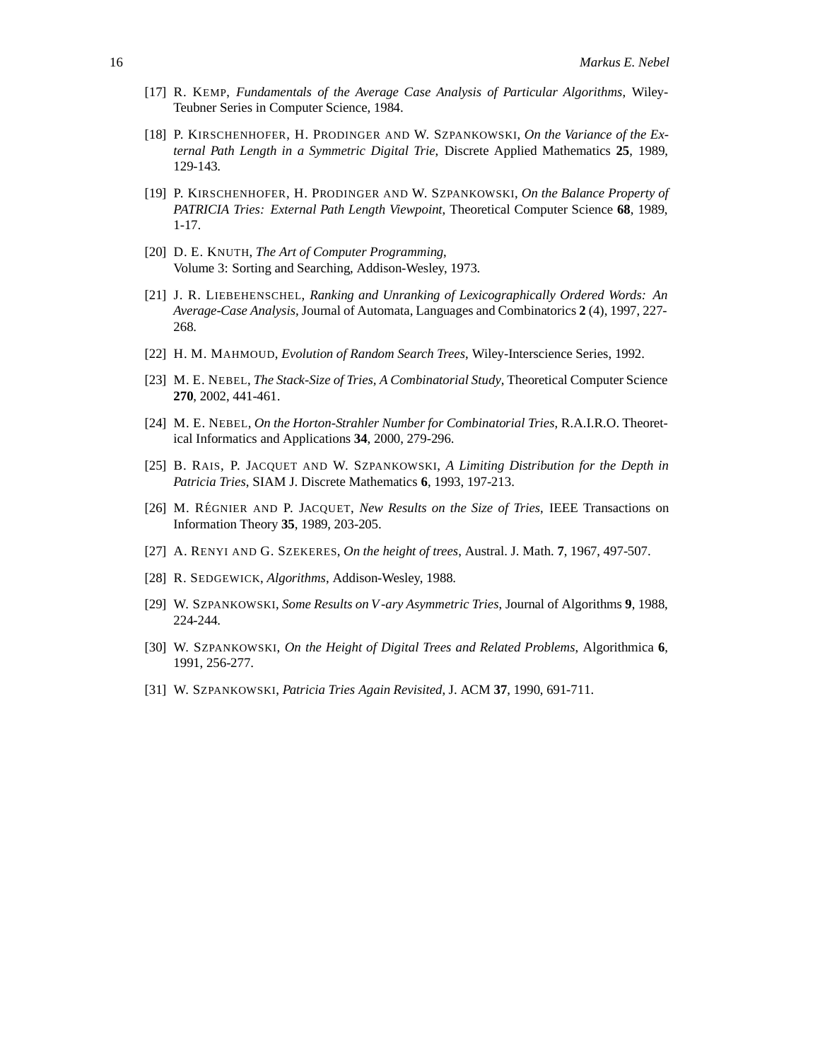[17] R. KEMP, *Fundamentals of the Average Case Analysis of Particular Algorithms*, Wiley-Teubner Series in Computer Science, 1984.

[18] P. KIRSCHENHOFER, H. PRODINGER AND W. SZPANKOWSKI, *On the Variance of the External Path Length in a Symmetric Digital Trie*, Discrete Applied Mathematics **25**, 1989, 129-143.

[19] P. KIRSCHENHOFER, H. PRODINGER AND W. SZPANKOWSKI, *On the Balance Property of PATRICIA Tries: External Path Length Viewpoint*, Theoretical Computer Science **68**, 1989, 1-17.

[20] D. E. KNUTH, *The Art of Computer Programming*, Volume 3: Sorting and Searching, Addison-Wesley, 1973.

[21] J. R. LIEBEHENSCHEL, *Ranking and Unranking of Lexicographically Ordered Words: An Average-Case Analysis*, Journal of Automata, Languages and Combinatorics **2** (4), 1997, 227-268.

[22] H. M. MAHMOUD, *Evolution of Random Search Trees*, Wiley-Interscience Series, 1992.

[23] M. E. NEBEL, *The Stack-Size of Tries, A Combinatorial Study*, Theoretical Computer Science **270**, 2002, 441-461.

[24] M. E. NEBEL, *On the Horton-Strahler Number for Combinatorial Tries*, R.A.I.R.O. Theoretical Informatics and Applications **34**, 2000, 279-296.

[25] B. RAIS, P. JACQUET AND W. SZPANKOWSKI, *A Limiting Distribution for the Depth in Patricia Tries*, SIAM J. Discrete Mathematics **6**, 1993, 197-213.

[26] M. RÉGNIER AND P. JACQUET, *New Results on the Size of Tries*, IEEE Transactions on Information Theory **35**, 1989, 203-205.

[27] A. RENYI AND G. SZEKERES, *On the height of trees*, Austral. J. Math. **7**, 1967, 497-507.

[28] R. SEDGEWICK, *Algorithms*, Addison-Wesley, 1988.

[29] W. SZPANKOWSKI, *Some Results on V-ary Asymmetric Tries*, Journal of Algorithms **9**, 1988, 224-244.

[30] W. SZPANKOWSKI, *On the Height of Digital Trees and Related Problems*, Algorithmica **6**, 1991, 256-277.

[31] W. SZPANKOWSKI, *Patricia Tries Again Revisited*, J. ACM **37**, 1990, 691-711.